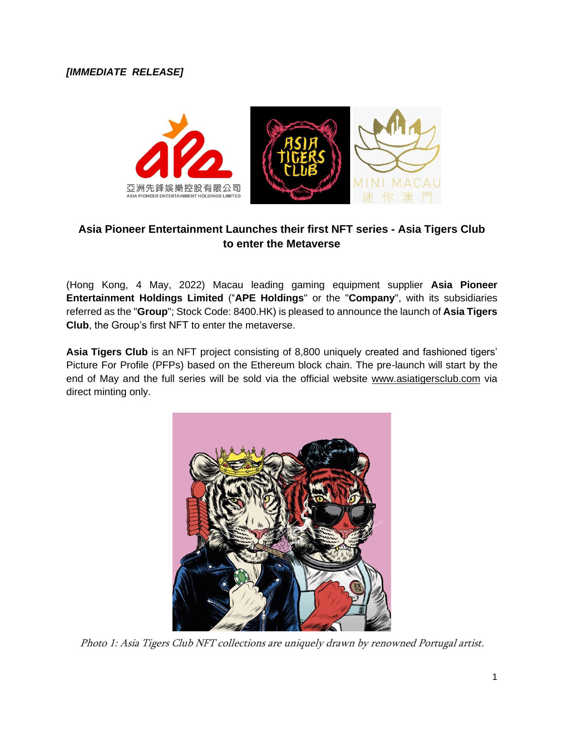***[IMMEDIATE RELEASE]***

## Asia Pioneer Entertainment Launches their first NFT series - Asia Tigers Club to enter the Metaverse

(Hong Kong, 4 May, 2022) Macau leading gaming equipment supplier **Asia Pioneer Entertainment Holdings Limited** ("**APE Holdings**" or the "**Company**", with its subsidiaries referred as the "**Group**"; Stock Code: 8400.HK) is pleased to announce the launch of **Asia Tigers Club**, the Group's first NFT to enter the metaverse.

**Asia Tigers Club** is an NFT project consisting of 8,800 uniquely created and fashioned tigers' Picture For Profile (PFPs) based on the Ethereum block chain. The pre-launch will start by the end of May and the full series will be sold via the official website www.asiatigersclub.com via direct minting only.

*Photo 1: Asia Tigers Club NFT collections are uniquely drawn by renowned Portugal artist.*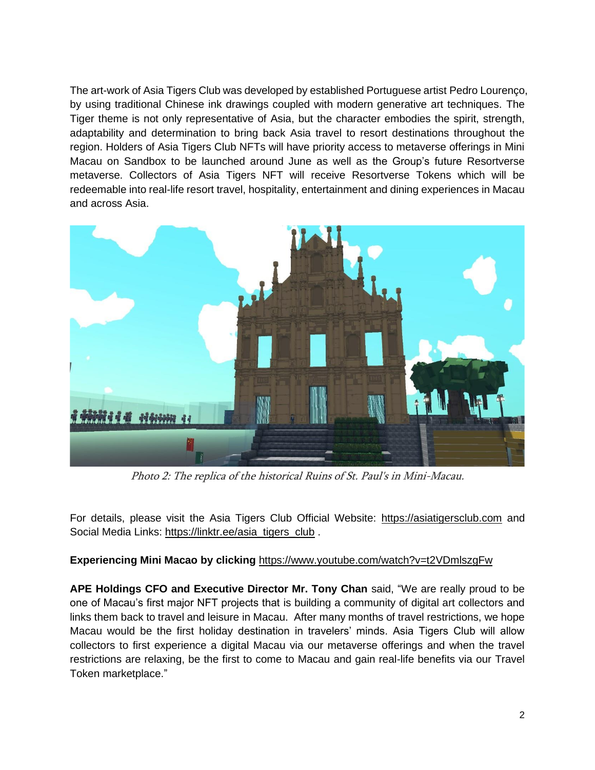The art-work of Asia Tigers Club was developed by established Portuguese artist Pedro Lourenço, by using traditional Chinese ink drawings coupled with modern generative art techniques. The Tiger theme is not only representative of Asia, but the character embodies the spirit, strength, adaptability and determination to bring back Asia travel to resort destinations throughout the region. Holders of Asia Tigers Club NFTs will have priority access to metaverse offerings in Mini Macau on Sandbox to be launched around June as well as the Group's future Resortverse metaverse. Collectors of Asia Tigers NFT will receive Resortverse Tokens which will be redeemable into real-life resort travel, hospitality, entertainment and dining experiences in Macau and across Asia.

*Photo 2: The replica of the historical Ruins of St. Paul's in Mini-Macau.*

For details, please visit the Asia Tigers Club Official Website: https://asiatigersclub.com and Social Media Links: https://linktr.ee/asia_tigers_club .

**Experiencing Mini Macao by clicking** https://www.youtube.com/watch?v=t2VDmlszgFw

**APE Holdings CFO and Executive Director Mr. Tony Chan** said, "We are really proud to be one of Macau's first major NFT projects that is building a community of digital art collectors and links them back to travel and leisure in Macau. After many months of travel restrictions, we hope Macau would be the first holiday destination in travelers' minds. Asia Tigers Club will allow collectors to first experience a digital Macau via our metaverse offerings and when the travel restrictions are relaxing, be the first to come to Macau and gain real-life benefits via our Travel Token marketplace."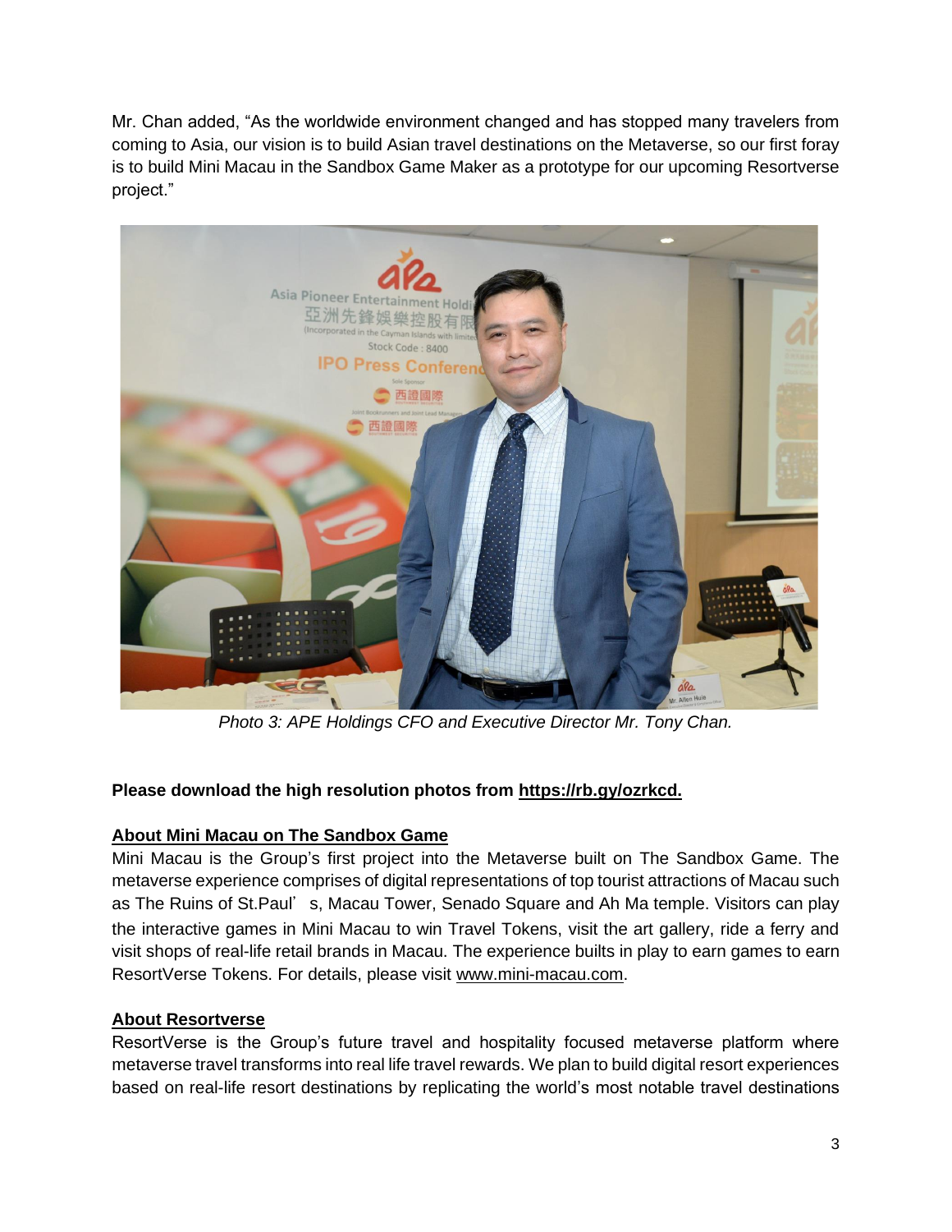Mr. Chan added, "As the worldwide environment changed and has stopped many travelers from coming to Asia, our vision is to build Asian travel destinations on the Metaverse, so our first foray is to build Mini Macau in the Sandbox Game Maker as a prototype for our upcoming Resortverse project."

*Photo 3: APE Holdings CFO and Executive Director Mr. Tony Chan.*

**Please download the high resolution photos from https://rb.gy/ozrkcd.**

**About Mini Macau on The Sandbox Game**

Mini Macau is the Group's first project into the Metaverse built on The Sandbox Game. The metaverse experience comprises of digital representations of top tourist attractions of Macau such as The Ruins of St.Paul's, Macau Tower, Senado Square and Ah Ma temple. Visitors can play the interactive games in Mini Macau to win Travel Tokens, visit the art gallery, ride a ferry and visit shops of real-life retail brands in Macau. The experience builts in play to earn games to earn ResortVerse Tokens. For details, please visit www.mini-macau.com.

**About Resortverse**

ResortVerse is the Group's future travel and hospitality focused metaverse platform where metaverse travel transforms into real life travel rewards. We plan to build digital resort experiences based on real-life resort destinations by replicating the world's most notable travel destinations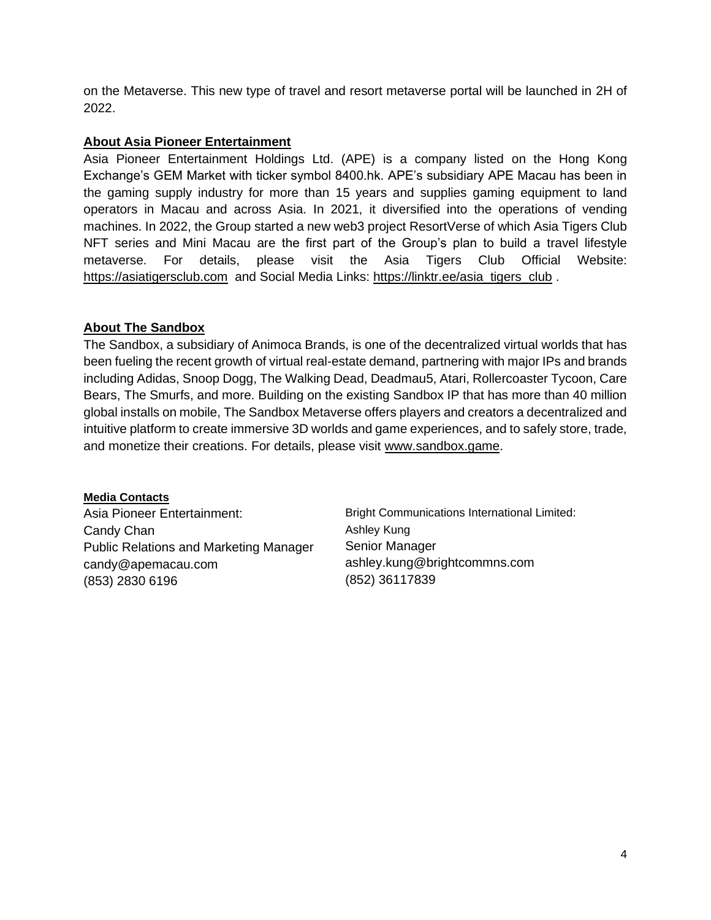on the Metaverse. This new type of travel and resort metaverse portal will be launched in 2H of 2022.

## About Asia Pioneer Entertainment

Asia Pioneer Entertainment Holdings Ltd. (APE) is a company listed on the Hong Kong Exchange's GEM Market with ticker symbol 8400.hk. APE's subsidiary APE Macau has been in the gaming supply industry for more than 15 years and supplies gaming equipment to land operators in Macau and across Asia. In 2021, it diversified into the operations of vending machines. In 2022, the Group started a new web3 project ResortVerse of which Asia Tigers Club NFT series and Mini Macau are the first part of the Group's plan to build a travel lifestyle metaverse. For details, please visit the Asia Tigers Club Official Website: https://asiatigersclub.com and Social Media Links: https://linktr.ee/asia_tigers_club .

## About The Sandbox

The Sandbox, a subsidiary of Animoca Brands, is one of the decentralized virtual worlds that has been fueling the recent growth of virtual real-estate demand, partnering with major IPs and brands including Adidas, Snoop Dogg, The Walking Dead, Deadmau5, Atari, Rollercoaster Tycoon, Care Bears, The Smurfs, and more. Building on the existing Sandbox IP that has more than 40 million global installs on mobile, The Sandbox Metaverse offers players and creators a decentralized and intuitive platform to create immersive 3D worlds and game experiences, and to safely store, trade, and monetize their creations. For details, please visit www.sandbox.game.

**Media Contacts**

Asia Pioneer Entertainment:
Candy Chan
Public Relations and Marketing Manager
candy@apemacau.com
(853) 2830 6196

Bright Communications International Limited:
Ashley Kung
Senior Manager
ashley.kung@brightcommns.com
(852) 36117839